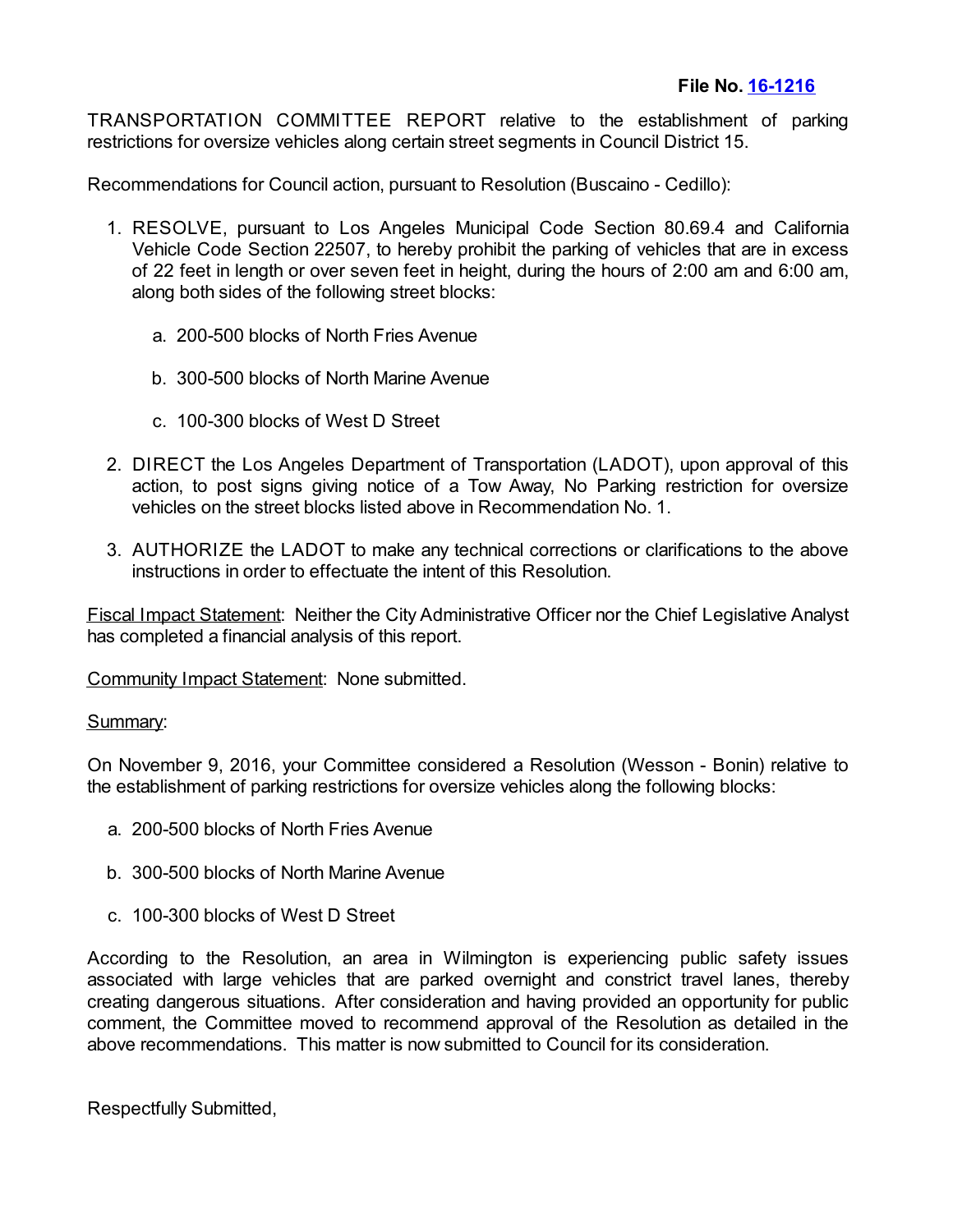**File No. 16-1216**

TRANSPORTATION COMMITTEE REPORT relative to the establishment of parking restrictions for oversize vehicles along certain street segments in Council District 15.

Recommendations for Council action, pursuant to Resolution (Buscaino - Cedillo):

1. RESOLVE, pursuant to Los Angeles Municipal Code Section 80.69.4 and California Vehicle Code Section 22507, to hereby prohibit the parking of vehicles that are in excess of 22 feet in length or over seven feet in height, during the hours of 2:00 am and 6:00 am, along both sides of the following street blocks:

   a. 200-500 blocks of North Fries Avenue

   b. 300-500 blocks of North Marine Avenue

   c. 100-300 blocks of West D Street

2. DIRECT the Los Angeles Department of Transportation (LADOT), upon approval of this action, to post signs giving notice of a Tow Away, No Parking restriction for oversize vehicles on the street blocks listed above in Recommendation No. 1.

3. AUTHORIZE the LADOT to make any technical corrections or clarifications to the above instructions in order to effectuate the intent of this Resolution.

Fiscal Impact Statement: Neither the City Administrative Officer nor the Chief Legislative Analyst has completed a financial analysis of this report.

Community Impact Statement: None submitted.

Summary:

On November 9, 2016, your Committee considered a Resolution (Wesson - Bonin) relative to the establishment of parking restrictions for oversize vehicles along the following blocks:

a. 200-500 blocks of North Fries Avenue

b. 300-500 blocks of North Marine Avenue

c. 100-300 blocks of West D Street

According to the Resolution, an area in Wilmington is experiencing public safety issues associated with large vehicles that are parked overnight and constrict travel lanes, thereby creating dangerous situations. After consideration and having provided an opportunity for public comment, the Committee moved to recommend approval of the Resolution as detailed in the above recommendations. This matter is now submitted to Council for its consideration.

Respectfully Submitted,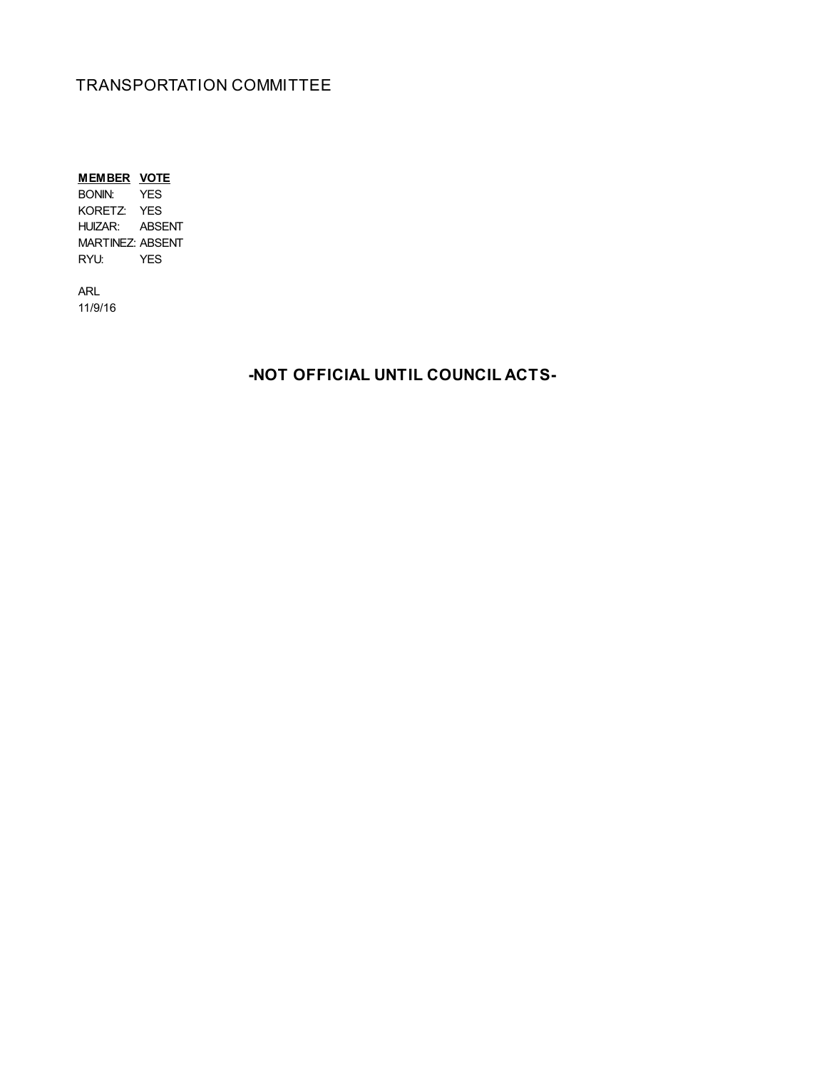TRANSPORTATION COMMITTEE

| MEMBER | VOTE |
| --- | --- |
| BONIN: | YES |
| KORETZ: | YES |
| HUIZAR: | ABSENT |
| MARTINEZ: | ABSENT |
| RYU: | YES |

ARL
11/9/16

**-NOT OFFICIAL UNTIL COUNCIL ACTS-**